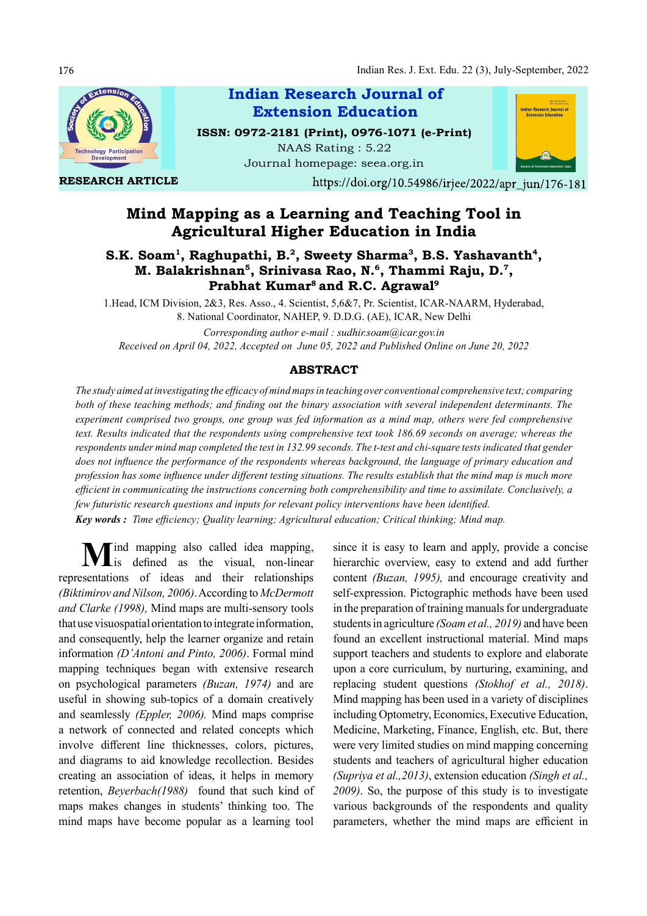Indian Research Journal of Extension Education

ISSN: 0972-2181 (Print), 0976-1071 (e-Print)

NAAS Rating : 5.22

Journal homepage: seea.org.in

**RESEARCH ARTICLE**

https://doi.org/10.54986/irjee/2022/apr_jun/176-181

# Mind Mapping as a Learning and Teaching Tool in Agricultural Higher Education in India

**S.K. Soam[1], Raghupathi, B.[2], Sweety Sharma[3], B.S. Yashavanth[4], M. Balakrishnan[5], Srinivasa Rao, N.[6], Thammi Raju, D.[7], Prabhat Kumar[8] and R.C. Agrawal[9]**

1.Head, ICM Division, 2&3, Res. Asso., 4. Scientist, 5,6&7, Pr. Scientist, ICAR-NAARM, Hyderabad, 8. National Coordinator, NAHEP, 9. D.D.G. (AE), ICAR, New Delhi

*Corresponding author e-mail : sudhir.soam@icar.gov.in*

*Received on April 04, 2022, Accepted on June 05, 2022 and Published Online on June 20, 2022*

## ABSTRACT

*The study aimed at investigating the efficacy of mind maps in teaching over conventional comprehensive text; comparing both of these teaching methods; and finding out the binary association with several independent determinants. The experiment comprised two groups, one group was fed information as a mind map, others were fed comprehensive text. Results indicated that the respondents using comprehensive text took 186.69 seconds on average; whereas the respondents under mind map completed the test in 132.99 seconds. The t-test and chi-square tests indicated that gender does not influence the performance of the respondents whereas background, the language of primary education and profession has some influence under different testing situations. The results establish that the mind map is much more efficient in communicating the instructions concerning both comprehensibility and time to assimilate. Conclusively, a few futuristic research questions and inputs for relevant policy interventions have been identified.*

***Key words :*** *Time efficiency; Quality learning; Agricultural education; Critical thinking; Mind map.*

Mind mapping also called idea mapping, is defined as the visual, non-linear representations of ideas and their relationships *(Biktimirov and Nilson, 2006)*. According to *McDermott and Clarke (1998),* Mind maps are multi-sensory tools that use visuospatial orientation to integrate information, and consequently, help the learner organize and retain information *(D'Antoni and Pinto, 2006)*. Formal mind mapping techniques began with extensive research on psychological parameters *(Buzan, 1974)* and are useful in showing sub-topics of a domain creatively and seamlessly *(Eppler, 2006).* Mind maps comprise a network of connected and related concepts which involve different line thicknesses, colors, pictures, and diagrams to aid knowledge recollection. Besides creating an association of ideas, it helps in memory retention, *Beyerbach(1988)* found that such kind of maps makes changes in students' thinking too. The mind maps have become popular as a learning tool since it is easy to learn and apply, provide a concise hierarchic overview, easy to extend and add further content *(Buzan, 1995),* and encourage creativity and self-expression. Pictographic methods have been used in the preparation of training manuals for undergraduate students in agriculture *(Soam et al., 2019)* and have been found an excellent instructional material. Mind maps support teachers and students to explore and elaborate upon a core curriculum, by nurturing, examining, and replacing student questions *(Stokhof et al., 2018)*. Mind mapping has been used in a variety of disciplines including Optometry, Economics, Executive Education, Medicine, Marketing, Finance, English, etc. But, there were very limited studies on mind mapping concerning students and teachers of agricultural higher education *(Supriya et al.,2013)*, extension education *(Singh et al., 2009)*. So, the purpose of this study is to investigate various backgrounds of the respondents and quality parameters, whether the mind maps are efficient in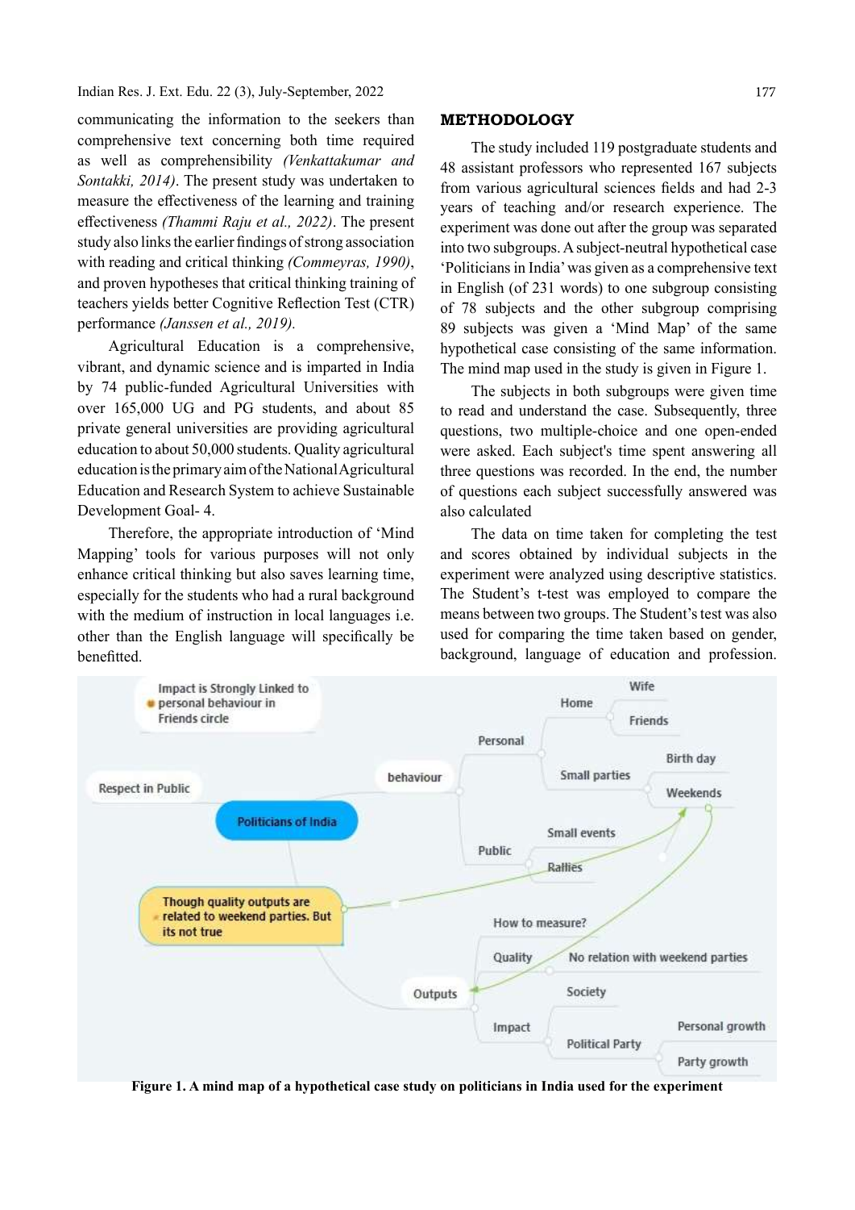communicating the information to the seekers than comprehensive text concerning both time required as well as comprehensibility *(Venkattakumar and Sontakki, 2014)*. The present study was undertaken to measure the effectiveness of the learning and training effectiveness *(Thammi Raju et al., 2022)*. The present study also links the earlier findings of strong association with reading and critical thinking *(Commeyras, 1990)*, and proven hypotheses that critical thinking training of teachers yields better Cognitive Reflection Test (CTR) performance *(Janssen et al., 2019).*

Agricultural Education is a comprehensive, vibrant, and dynamic science and is imparted in India by 74 public-funded Agricultural Universities with over 165,000 UG and PG students, and about 85 private general universities are providing agricultural education to about 50,000 students. Quality agricultural education is the primary aim of the National Agricultural Education and Research System to achieve Sustainable Development Goal- 4.

Therefore, the appropriate introduction of 'Mind Mapping' tools for various purposes will not only enhance critical thinking but also saves learning time, especially for the students who had a rural background with the medium of instruction in local languages i.e. other than the English language will specifically be benefitted.

## METHODOLOGY

The study included 119 postgraduate students and 48 assistant professors who represented 167 subjects from various agricultural sciences fields and had 2-3 years of teaching and/or research experience. The experiment was done out after the group was separated into two subgroups. A subject-neutral hypothetical case 'Politicians in India' was given as a comprehensive text in English (of 231 words) to one subgroup consisting of 78 subjects and the other subgroup comprising 89 subjects was given a 'Mind Map' of the same hypothetical case consisting of the same information. The mind map used in the study is given in Figure 1.

The subjects in both subgroups were given time to read and understand the case. Subsequently, three questions, two multiple-choice and one open-ended were asked. Each subject's time spent answering all three questions was recorded. In the end, the number of questions each subject successfully answered was also calculated

The data on time taken for completing the test and scores obtained by individual subjects in the experiment were analyzed using descriptive statistics. The Student's t-test was employed to compare the means between two groups. The Student's test was also used for comparing the time taken based on gender, background, language of education and profession.

**Figure 1. A mind map of a hypothetical case study on politicians in India used for the experiment**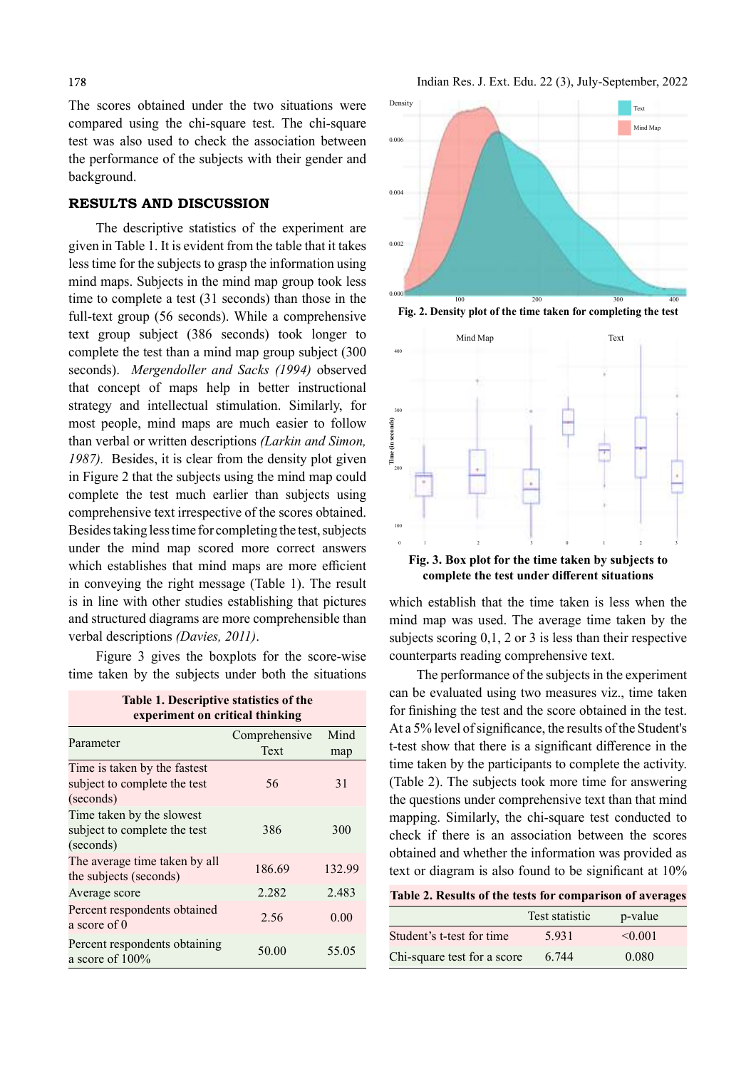The scores obtained under the two situations were compared using the chi-square test. The chi-square test was also used to check the association between the performance of the subjects with their gender and background.

## RESULTS AND DISCUSSION

The descriptive statistics of the experiment are given in Table 1. It is evident from the table that it takes less time for the subjects to grasp the information using mind maps. Subjects in the mind map group took less time to complete a test (31 seconds) than those in the full-text group (56 seconds). While a comprehensive text group subject (386 seconds) took longer to complete the test than a mind map group subject (300 seconds). *Mergendoller and Sacks (1994)* observed that concept of maps help in better instructional strategy and intellectual stimulation. Similarly, for most people, mind maps are much easier to follow than verbal or written descriptions *(Larkin and Simon, 1987).* Besides, it is clear from the density plot given in Figure 2 that the subjects using the mind map could complete the test much earlier than subjects using comprehensive text irrespective of the scores obtained. Besides taking less time for completing the test, subjects under the mind map scored more correct answers which establishes that mind maps are more efficient in conveying the right message (Table 1). The result is in line with other studies establishing that pictures and structured diagrams are more comprehensible than verbal descriptions *(Davies, 2011)*.

Figure 3 gives the boxplots for the score-wise time taken by the subjects under both the situations

**Table 1. Descriptive statistics of the experiment on critical thinking**

| Parameter | Comprehensive Text | Mind map |
|---|---|---|
| Time is taken by the fastest subject to complete the test (seconds) | 56 | 31 |
| Time taken by the slowest subject to complete the test (seconds) | 386 | 300 |
| The average time taken by all the subjects (seconds) | 186.69 | 132.99 |
| Average score | 2.282 | 2.483 |
| Percent respondents obtained a score of 0 | 2.56 | 0.00 |
| Percent respondents obtaining a score of 100% | 50.00 | 55.05 |

**Fig. 2. Density plot of the time taken for completing the test**

**Fig. 3. Box plot for the time taken by subjects to complete the test under different situations**

which establish that the time taken is less when the mind map was used. The average time taken by the subjects scoring 0,1, 2 or 3 is less than their respective counterparts reading comprehensive text.

The performance of the subjects in the experiment can be evaluated using two measures viz., time taken for finishing the test and the score obtained in the test. At a 5% level of significance, the results of the Student's t-test show that there is a significant difference in the time taken by the participants to complete the activity. (Table 2). The subjects took more time for answering the questions under comprehensive text than that mind mapping. Similarly, the chi-square test conducted to check if there is an association between the scores obtained and whether the information was provided as text or diagram is also found to be significant at 10%

**Table 2. Results of the tests for comparison of averages**

| | Test statistic | p-value |
|---|---|---|
| Student's t-test for time | 5.931 | <0.001 |
| Chi-square test for a score | 6.744 | 0.080 |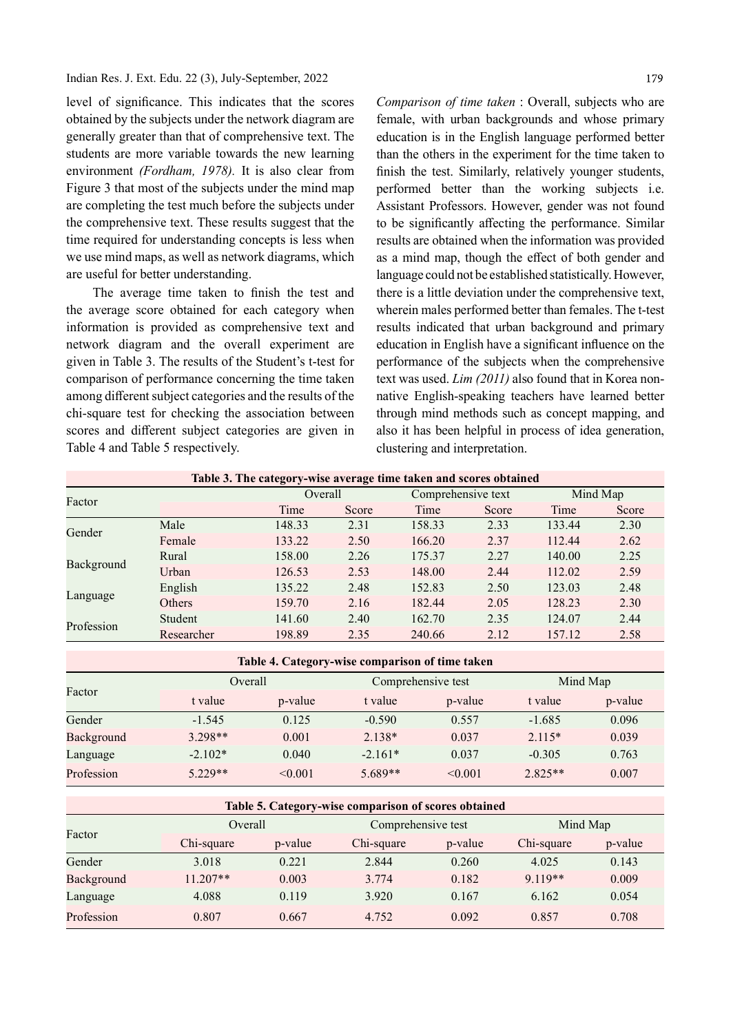level of significance. This indicates that the scores obtained by the subjects under the network diagram are generally greater than that of comprehensive text. The students are more variable towards the new learning environment *(Fordham, 1978).* It is also clear from Figure 3 that most of the subjects under the mind map are completing the test much before the subjects under the comprehensive text. These results suggest that the time required for understanding concepts is less when we use mind maps, as well as network diagrams, which are useful for better understanding.

The average time taken to finish the test and the average score obtained for each category when information is provided as comprehensive text and network diagram and the overall experiment are given in Table 3. The results of the Student's t-test for comparison of performance concerning the time taken among different subject categories and the results of the chi-square test for checking the association between scores and different subject categories are given in Table 4 and Table 5 respectively.

*Comparison of time taken* : Overall, subjects who are female, with urban backgrounds and whose primary education is in the English language performed better than the others in the experiment for the time taken to finish the test. Similarly, relatively younger students, performed better than the working subjects i.e. Assistant Professors. However, gender was not found to be significantly affecting the performance. Similar results are obtained when the information was provided as a mind map, though the effect of both gender and language could not be established statistically. However, there is a little deviation under the comprehensive text, wherein males performed better than females. The t-test results indicated that urban background and primary education in English have a significant influence on the performance of the subjects when the comprehensive text was used. *Lim (2011)* also found that in Korea non-native English-speaking teachers have learned better through mind methods such as concept mapping, and also it has been helpful in process of idea generation, clustering and interpretation.

**Table 3. The category-wise average time taken and scores obtained**

| Factor | | Overall | | Comprehensive text | | Mind Map | |
|---|---|---|---|---|---|---|---|
| | | Time | Score | Time | Score | Time | Score |
| Gender | Male | 148.33 | 2.31 | 158.33 | 2.33 | 133.44 | 2.30 |
| | Female | 133.22 | 2.50 | 166.20 | 2.37 | 112.44 | 2.62 |
| Background | Rural | 158.00 | 2.26 | 175.37 | 2.27 | 140.00 | 2.25 |
| | Urban | 126.53 | 2.53 | 148.00 | 2.44 | 112.02 | 2.59 |
| Language | English | 135.22 | 2.48 | 152.83 | 2.50 | 123.03 | 2.48 |
| | Others | 159.70 | 2.16 | 182.44 | 2.05 | 128.23 | 2.30 |
| Profession | Student | 141.60 | 2.40 | 162.70 | 2.35 | 124.07 | 2.44 |
| | Researcher | 198.89 | 2.35 | 240.66 | 2.12 | 157.12 | 2.58 |

**Table 4. Category-wise comparison of time taken**

| Factor | Overall | | Comprehensive test | | Mind Map | |
|---|---|---|---|---|---|---|
| | t value | p-value | t value | p-value | t value | p-value |
| Gender | -1.545 | 0.125 | -0.590 | 0.557 | -1.685 | 0.096 |
| Background | 3.298** | 0.001 | 2.138* | 0.037 | 2.115* | 0.039 |
| Language | -2.102* | 0.040 | -2.161* | 0.037 | -0.305 | 0.763 |
| Profession | 5.229** | <0.001 | 5.689** | <0.001 | 2.825** | 0.007 |

**Table 5. Category-wise comparison of scores obtained**

| Factor | Overall | | Comprehensive test | | Mind Map | |
|---|---|---|---|---|---|---|
| | Chi-square | p-value | Chi-square | p-value | Chi-square | p-value |
| Gender | 3.018 | 0.221 | 2.844 | 0.260 | 4.025 | 0.143 |
| Background | 11.207** | 0.003 | 3.774 | 0.182 | 9.119** | 0.009 |
| Language | 4.088 | 0.119 | 3.920 | 0.167 | 6.162 | 0.054 |
| Profession | 0.807 | 0.667 | 4.752 | 0.092 | 0.857 | 0.708 |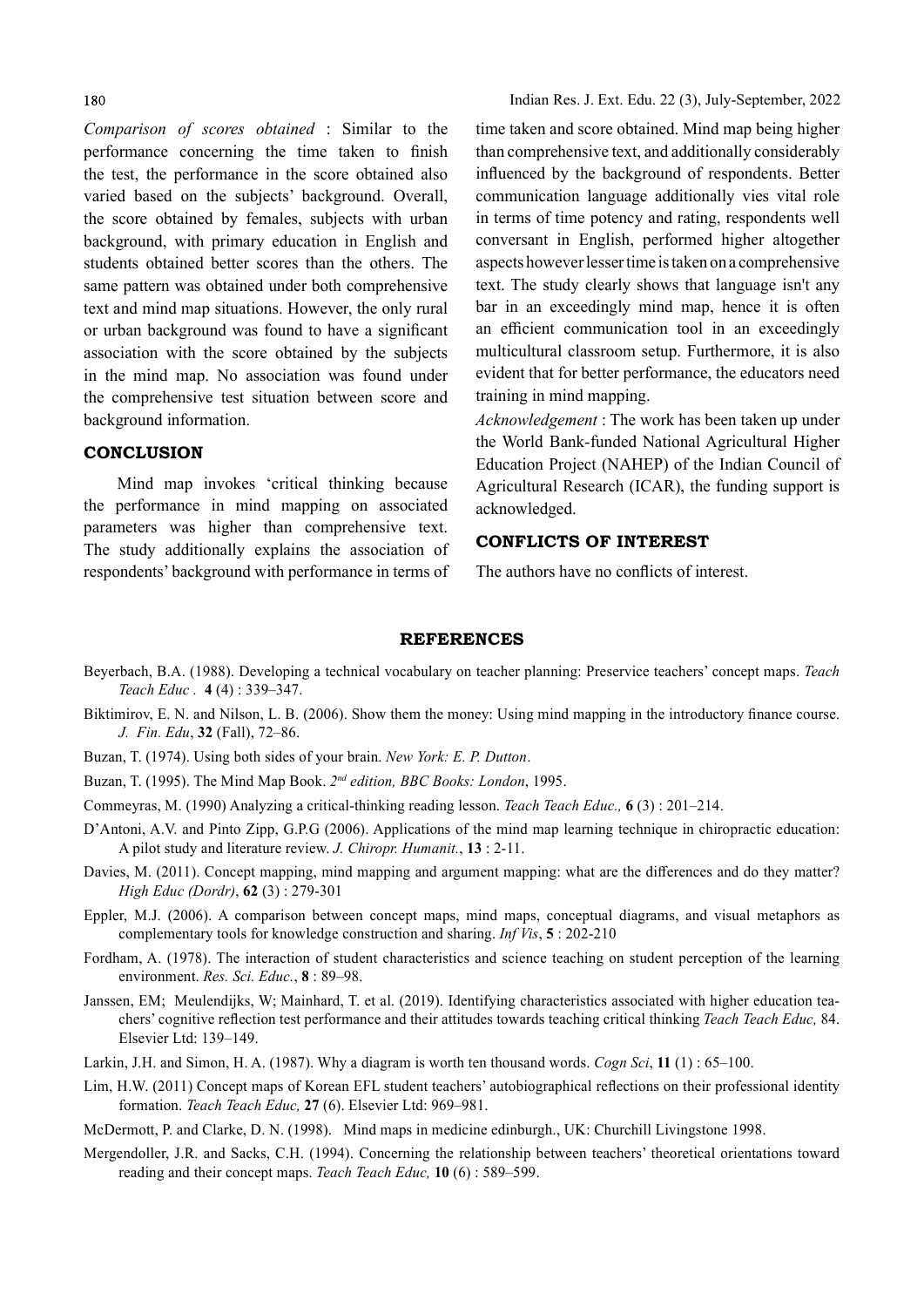*Comparison of scores obtained* : Similar to the performance concerning the time taken to finish the test, the performance in the score obtained also varied based on the subjects' background. Overall, the score obtained by females, subjects with urban background, with primary education in English and students obtained better scores than the others. The same pattern was obtained under both comprehensive text and mind map situations. However, the only rural or urban background was found to have a significant association with the score obtained by the subjects in the mind map. No association was found under the comprehensive test situation between score and background information.

## CONCLUSION

Mind map invokes 'critical thinking because the performance in mind mapping on associated parameters was higher than comprehensive text. The study additionally explains the association of respondents' background with performance in terms of time taken and score obtained. Mind map being higher than comprehensive text, and additionally considerably influenced by the background of respondents. Better communication language additionally vies vital role in terms of time potency and rating, respondents well conversant in English, performed higher altogether aspects however lesser time is taken on a comprehensive text. The study clearly shows that language isn't any bar in an exceedingly mind map, hence it is often an efficient communication tool in an exceedingly multicultural classroom setup. Furthermore, it is also evident that for better performance, the educators need training in mind mapping.

*Acknowledgement* : The work has been taken up under the World Bank-funded National Agricultural Higher Education Project (NAHEP) of the Indian Council of Agricultural Research (ICAR), the funding support is acknowledged.

## CONFLICTS OF INTEREST

The authors have no conflicts of interest.

## REFERENCES

Beyerbach, B.A. (1988). Developing a technical vocabulary on teacher planning: Preservice teachers' concept maps. *Teach Teach Educ .* **4** (4) : 339–347.

Biktimirov, E. N. and Nilson, L. B. (2006). Show them the money: Using mind mapping in the introductory finance course. *J. Fin. Edu*, **32** (Fall), 72–86.

Buzan, T. (1974). Using both sides of your brain. *New York: E. P. Dutton*.

Buzan, T. (1995). The Mind Map Book. *2nd edition, BBC Books: London*, 1995.

Commeyras, M. (1990) Analyzing a critical-thinking reading lesson. *Teach Teach Educ.,* **6** (3) : 201–214.

D'Antoni, A.V. and Pinto Zipp, G.P.G (2006). Applications of the mind map learning technique in chiropractic education: A pilot study and literature review. *J. Chiropr. Humanit.*, **13** : 2-11.

Davies, M. (2011). Concept mapping, mind mapping and argument mapping: what are the differences and do they matter? *High Educ (Dordr)*, **62** (3) : 279-301

Eppler, M.J. (2006). A comparison between concept maps, mind maps, conceptual diagrams, and visual metaphors as complementary tools for knowledge construction and sharing. *Inf Vis*, **5** : 202-210

Fordham, A. (1978). The interaction of student characteristics and science teaching on student perception of the learning environment. *Res. Sci. Educ.*, **8** : 89–98.

Janssen, EM; Meulendijks, W; Mainhard, T. et al. (2019). Identifying characteristics associated with higher education teachers' cognitive reflection test performance and their attitudes towards teaching critical thinking *Teach Teach Educ,* 84. Elsevier Ltd: 139–149.

Larkin, J.H. and Simon, H. A. (1987). Why a diagram is worth ten thousand words. *Cogn Sci*, **11** (1) : 65–100.

Lim, H.W. (2011) Concept maps of Korean EFL student teachers' autobiographical reflections on their professional identity formation. *Teach Teach Educ,* **27** (6). Elsevier Ltd: 969–981.

McDermott, P. and Clarke, D. N. (1998). Mind maps in medicine edinburgh., UK: Churchill Livingstone 1998.

Mergendoller, J.R. and Sacks, C.H. (1994). Concerning the relationship between teachers' theoretical orientations toward reading and their concept maps. *Teach Teach Educ,* **10** (6) : 589–599.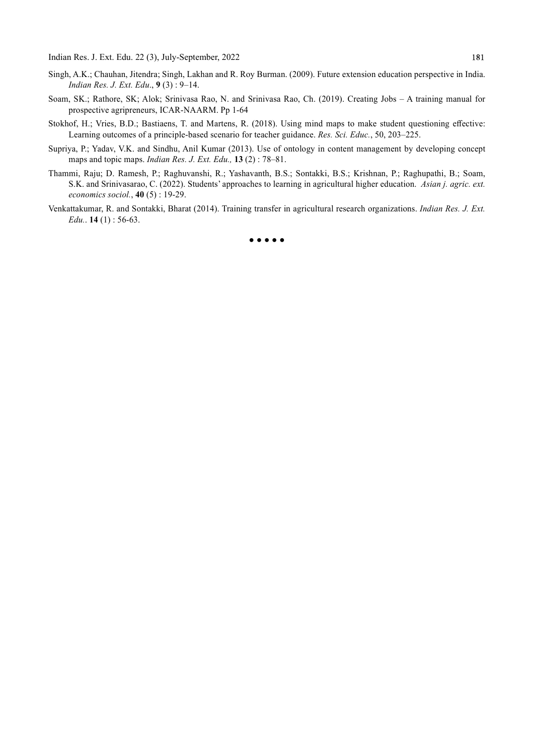Singh, A.K.; Chauhan, Jitendra; Singh, Lakhan and R. Roy Burman. (2009). Future extension education perspective in India. *Indian Res. J. Ext. Edu*., **9** (3) : 9–14.

Soam, SK.; Rathore, SK; Alok; Srinivasa Rao, N. and Srinivasa Rao, Ch. (2019). Creating Jobs – A training manual for prospective agripreneurs, ICAR-NAARM. Pp 1-64

Stokhof, H.; Vries, B.D.; Bastiaens, T. and Martens, R. (2018). Using mind maps to make student questioning effective: Learning outcomes of a principle-based scenario for teacher guidance. *Res. Sci. Educ.*, 50, 203–225.

Supriya, P.; Yadav, V.K. and Sindhu, Anil Kumar (2013). Use of ontology in content management by developing concept maps and topic maps. *Indian Res. J. Ext. Edu.,* **13** (2) : 78–81.

Thammi, Raju; D. Ramesh, P.; Raghuvanshi, R.; Yashavanth, B.S.; Sontakki, B.S.; Krishnan, P.; Raghupathi, B.; Soam, S.K. and Srinivasarao, C. (2022). Students' approaches to learning in agricultural higher education. *Asian j. agric. ext. economics sociol.*, **40** (5) : 19-29.

Venkattakumar, R. and Sontakki, Bharat (2014). Training transfer in agricultural research organizations. *Indian Res. J. Ext. Edu.*. **14** (1) : 56-63.

• • • • •